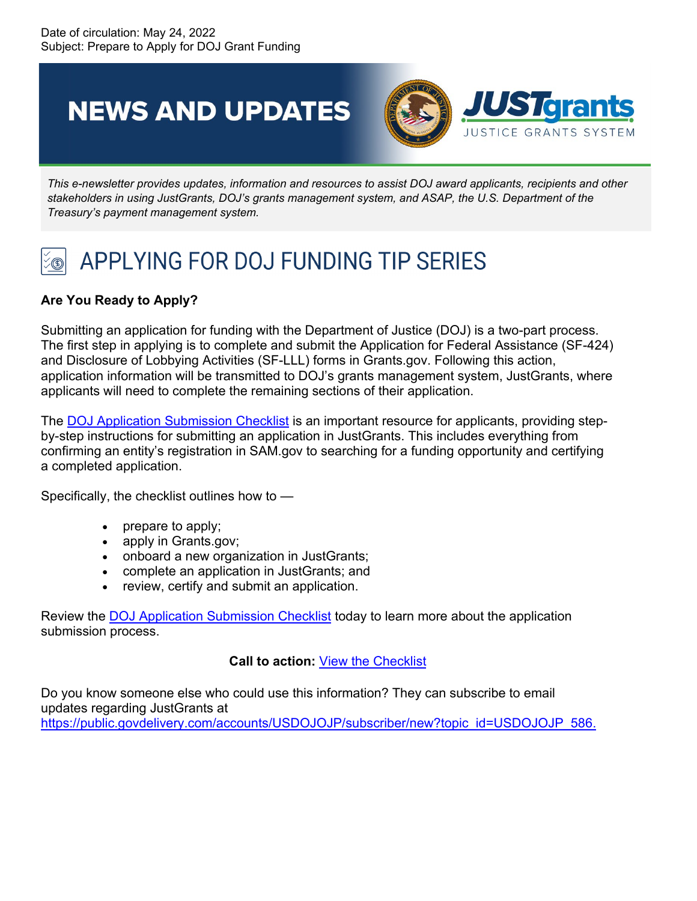Date of circulation: May 24, 2022
Subject: Prepare to Apply for DOJ Grant Funding

# NEWS AND UPDATES

JUSTgrants
JUSTICE GRANTS SYSTEM

*This e-newsletter provides updates, information and resources to assist DOJ award applicants, recipients and other stakeholders in using JustGrants, DOJ's grants management system, and ASAP, the U.S. Department of the Treasury's payment management system.*

## APPLYING FOR DOJ FUNDING TIP SERIES

**Are You Ready to Apply?**

Submitting an application for funding with the Department of Justice (DOJ) is a two-part process. The first step in applying is to complete and submit the Application for Federal Assistance (SF-424) and Disclosure of Lobbying Activities (SF-LLL) forms in Grants.gov. Following this action, application information will be transmitted to DOJ's grants management system, JustGrants, where applicants will need to complete the remaining sections of their application.

The DOJ Application Submission Checklist is an important resource for applicants, providing step-by-step instructions for submitting an application in JustGrants. This includes everything from confirming an entity's registration in SAM.gov to searching for a funding opportunity and certifying a completed application.

Specifically, the checklist outlines how to —

- prepare to apply;
- apply in Grants.gov;
- onboard a new organization in JustGrants;
- complete an application in JustGrants; and
- review, certify and submit an application.

Review the DOJ Application Submission Checklist today to learn more about the application submission process.

**Call to action:** View the Checklist

Do you know someone else who could use this information? They can subscribe to email updates regarding JustGrants at https://public.govdelivery.com/accounts/USDOJOJP/subscriber/new?topic_id=USDOJOJP_586.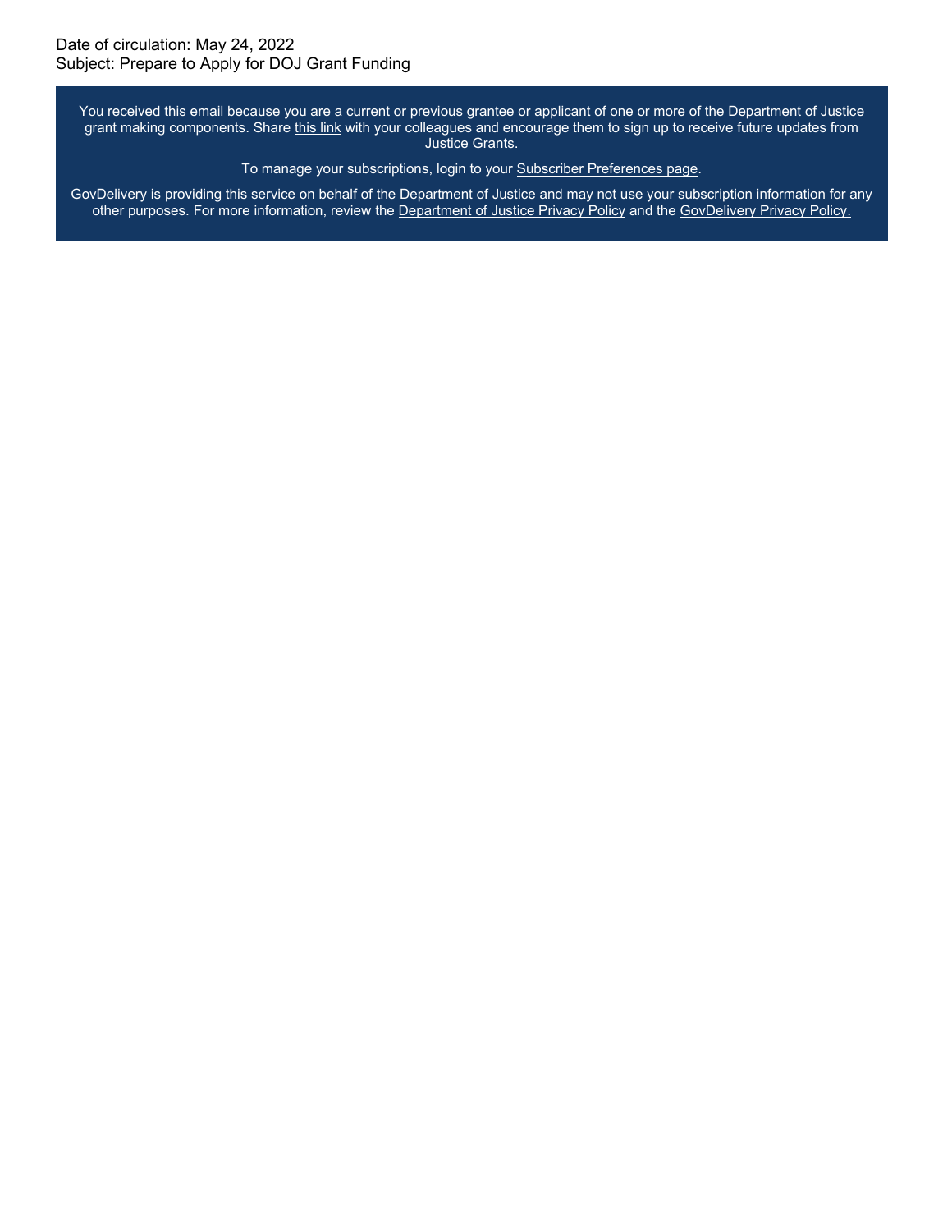Date of circulation: May 24, 2022
Subject: Prepare to Apply for DOJ Grant Funding

You received this email because you are a current or previous grantee or applicant of one or more of the Department of Justice grant making components. Share this link with your colleagues and encourage them to sign up to receive future updates from Justice Grants.

To manage your subscriptions, login to your Subscriber Preferences page.

GovDelivery is providing this service on behalf of the Department of Justice and may not use your subscription information for any other purposes. For more information, review the Department of Justice Privacy Policy and the GovDelivery Privacy Policy.